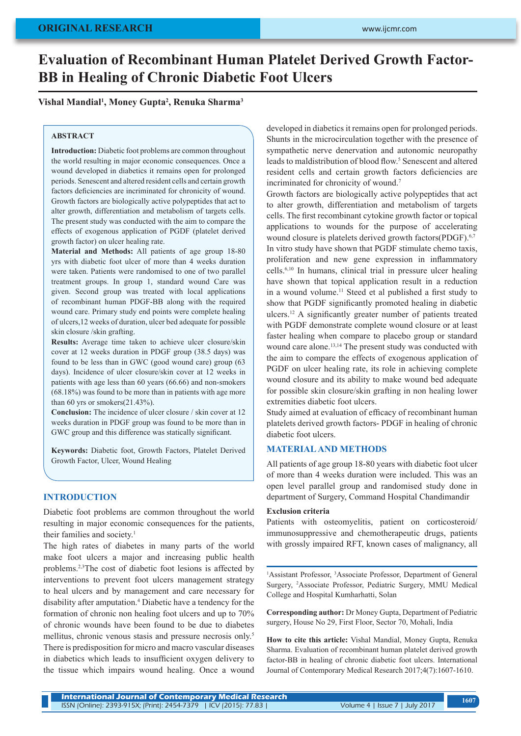ORIGINAL RESEARCH

# Evaluation of Recombinant Human Platelet Derived Growth Factor-BB in Healing of Chronic Diabetic Foot Ulcers

**Vishal Mandial[1], Money Gupta[2], Renuka Sharma[3]**

## ABSTRACT

**Introduction:** Diabetic foot problems are common throughout the world resulting in major economic consequences. Once a wound developed in diabetics it remains open for prolonged periods. Senescent and altered resident cells and certain growth factors deficiencies are incriminated for chronicity of wound. Growth factors are biologically active polypeptides that act to alter growth, differentiation and metabolism of targets cells. The present study was conducted with the aim to compare the effects of exogenous application of PGDF (platelet derived growth factor) on ulcer healing rate.

**Material and Methods:** All patients of age group 18-80 yrs with diabetic foot ulcer of more than 4 weeks duration were taken. Patients were randomised to one of two parallel treatment groups. In group 1, standard wound Care was given. Second group was treated with local applications of recombinant human PDGF-BB along with the required wound care. Primary study end points were complete healing of ulcers,12 weeks of duration, ulcer bed adequate for possible skin closure /skin grafting.

**Results:** Average time taken to achieve ulcer closure/skin cover at 12 weeks duration in PDGF group (38.5 days) was found to be less than in GWC (good wound care) group (63 days). Incidence of ulcer closure/skin cover at 12 weeks in patients with age less than 60 years (66.66) and non-smokers (68.18%) was found to be more than in patients with age more than 60 yrs or smokers(21.43%).

**Conclusion:** The incidence of ulcer closure / skin cover at 12 weeks duration in PDGF group was found to be more than in GWC group and this difference was statically significant.

**Keywords:** Diabetic foot, Growth Factors, Platelet Derived Growth Factor, Ulcer, Wound Healing

## INTRODUCTION

Diabetic foot problems are common throughout the world resulting in major economic consequences for the patients, their families and society.[1]

The high rates of diabetes in many parts of the world make foot ulcers a major and increasing public health problems.[2,3]The cost of diabetic foot lesions is affected by interventions to prevent foot ulcers management strategy to heal ulcers and by management and care necessary for disability after amputation.[4] Diabetic have a tendency for the formation of chronic non healing foot ulcers and up to 70% of chronic wounds have been found to be due to diabetes mellitus, chronic venous stasis and pressure necrosis only.[5] There is predisposition for micro and macro vascular diseases in diabetics which leads to insufficient oxygen delivery to the tissue which impairs wound healing. Once a wound developed in diabetics it remains open for prolonged periods. Shunts in the microcirculation together with the presence of sympathetic nerve denervation and autonomic neuropathy leads to maldistribution of blood flow.[5] Senescent and altered resident cells and certain growth factors deficiencies are incriminated for chronicity of wound.[7]

Growth factors are biologically active polypeptides that act to alter growth, differentiation and metabolism of targets cells. The first recombinant cytokine growth factor or topical applications to wounds for the purpose of accelerating wound closure is platelets derived growth factors(PDGF).[6,7] In vitro study have shown that PGDF stimulate chemo taxis, proliferation and new gene expression in inflammatory cells.[6,10] In humans, clinical trial in pressure ulcer healing have shown that topical application result in a reduction in a wound volume.[11] Steed et al published a first study to show that PGDF significantly promoted healing in diabetic ulcers.[12] A significantly greater number of patients treated with PGDF demonstrate complete wound closure or at least faster healing when compare to placebo group or standard wound care alone.[13,14] The present study was conducted with the aim to compare the effects of exogenous application of PGDF on ulcer healing rate, its role in achieving complete wound closure and its ability to make wound bed adequate for possible skin closure/skin grafting in non healing lower extremities diabetic foot ulcers.

Study aimed at evaluation of efficacy of recombinant human platelets derived growth factors- PDGF in healing of chronic diabetic foot ulcers.

## MATERIAL AND METHODS

All patients of age group 18-80 years with diabetic foot ulcer of more than 4 weeks duration were included. This was an open level parallel group and randomised study done in department of Surgery, Command Hospital Chandimandir

### Exclusion criteria

Patients with osteomyelitis, patient on corticosteroid/ immunosuppressive and chemotherapeutic drugs, patients with grossly impaired RFT, known cases of malignancy, all

---

[1]Assistant Professor, [3]Associate Professor, Department of General Surgery, [2]Associate Professor, Pediatric Surgery, MMU Medical College and Hospital Kumharhatti, Solan

**Corresponding author:** Dr Money Gupta, Department of Pediatric surgery, House No 29, First Floor, Sector 70, Mohali, India

**How to cite this article:** Vishal Mandial, Money Gupta, Renuka Sharma. Evaluation of recombinant human platelet derived growth factor-BB in healing of chronic diabetic foot ulcers. International Journal of Contemporary Medical Research 2017;4(7):1607-1610.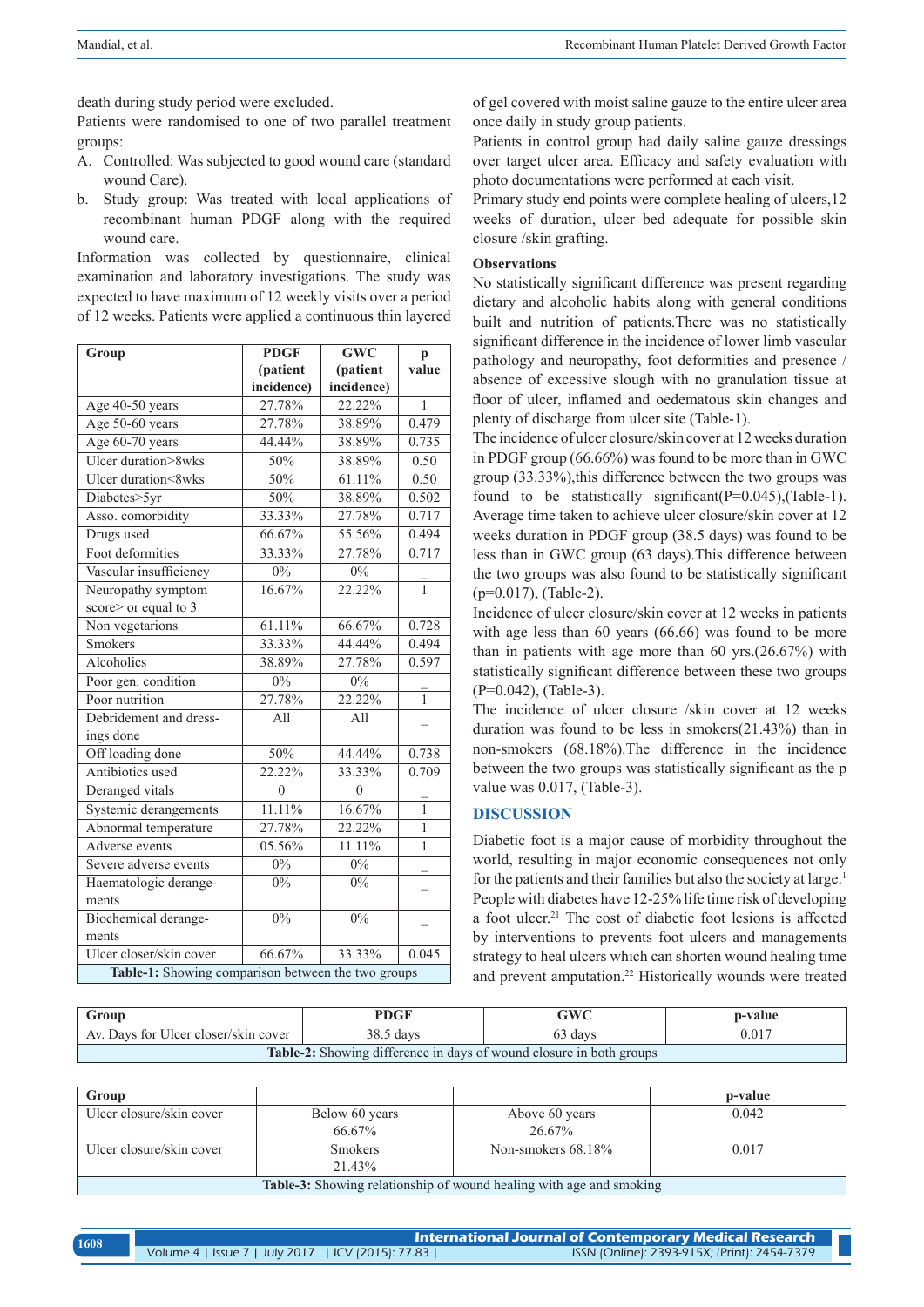death during study period were excluded.

Patients were randomised to one of two parallel treatment groups:

A. Controlled: Was subjected to good wound care (standard wound Care).
b. Study group: Was treated with local applications of recombinant human PDGF along with the required wound care.

Information was collected by questionnaire, clinical examination and laboratory investigations. The study was expected to have maximum of 12 weekly visits over a period of 12 weeks. Patients were applied a continuous thin layered of gel covered with moist saline gauze to the entire ulcer area once daily in study group patients.

Patients in control group had daily saline gauze dressings over target ulcer area. Efficacy and safety evaluation with photo documentations were performed at each visit.

Primary study end points were complete healing of ulcers,12 weeks of duration, ulcer bed adequate for possible skin closure /skin grafting.

| Group | PDGF (patient incidence) | GWC (patient incidence) | p value |
|---|---|---|---|
| Age 40-50 years | 27.78% | 22.22% | 1 |
| Age 50-60 years | 27.78% | 38.89% | 0.479 |
| Age 60-70 years | 44.44% | 38.89% | 0.735 |
| Ulcer duration>8wks | 50% | 38.89% | 0.50 |
| Ulcer duration<8wks | 50% | 61.11% | 0.50 |
| Diabetes>5yr | 50% | 38.89% | 0.502 |
| Asso. comorbidity | 33.33% | 27.78% | 0.717 |
| Drugs used | 66.67% | 55.56% | 0.494 |
| Foot deformities | 33.33% | 27.78% | 0.717 |
| Vascular insufficiency | 0% | 0% | _ |
| Neuropathy symptom score> or equal to 3 | 16.67% | 22.22% | 1 |
| Non vegetarions | 61.11% | 66.67% | 0.728 |
| Smokers | 33.33% | 44.44% | 0.494 |
| Alcoholics | 38.89% | 27.78% | 0.597 |
| Poor gen. condition | 0% | 0% | _ |
| Poor nutrition | 27.78% | 22.22% | 1 |
| Debridement and dressings done | All | All | – |
| Off loading done | 50% | 44.44% | 0.738 |
| Antibiotics used | 22.22% | 33.33% | 0.709 |
| Deranged vitals | 0 | 0 | _ |
| Systemic derangements | 11.11% | 16.67% | 1 |
| Abnormal temperature | 27.78% | 22.22% | 1 |
| Adverse events | 05.56% | 11.11% | 1 |
| Severe adverse events | 0% | 0% | _ |
| Haematologic derangements | 0% | 0% | – |
| Biochemical derangements | 0% | 0% | – |
| Ulcer closer/skin cover | 66.67% | 33.33% | 0.045 |

**Table-1:** Showing comparison between the two groups

### Observations

No statistically significant difference was present regarding dietary and alcoholic habits along with general conditions built and nutrition of patients.There was no statistically significant difference in the incidence of lower limb vascular pathology and neuropathy, foot deformities and presence / absence of excessive slough with no granulation tissue at floor of ulcer, inflamed and oedematous skin changes and plenty of discharge from ulcer site (Table-1).

The incidence of ulcer closure/skin cover at 12 weeks duration in PDGF group (66.66%) was found to be more than in GWC group (33.33%),this difference between the two groups was found to be statistically significant(P=0.045),(Table-1). Average time taken to achieve ulcer closure/skin cover at 12 weeks duration in PDGF group (38.5 days) was found to be less than in GWC group (63 days).This difference between the two groups was also found to be statistically significant (p=0.017), (Table-2).

Incidence of ulcer closure/skin cover at 12 weeks in patients with age less than 60 years (66.66) was found to be more than in patients with age more than 60 yrs.(26.67%) with statistically significant difference between these two groups (P=0.042), (Table-3).

The incidence of ulcer closure /skin cover at 12 weeks duration was found to be less in smokers(21.43%) than in non-smokers (68.18%).The difference in the incidence between the two groups was statistically significant as the p value was 0.017, (Table-3).

## DISCUSSION

Diabetic foot is a major cause of morbidity throughout the world, resulting in major economic consequences not only for the patients and their families but also the society at large.[1] People with diabetes have 12-25% life time risk of developing a foot ulcer.[21] The cost of diabetic foot lesions is affected by interventions to prevents foot ulcers and managements strategy to heal ulcers which can shorten wound healing time and prevent amputation.[22] Historically wounds were treated

| Group | PDGF | GWC | p-value |
|---|---|---|---|
| Av. Days for Ulcer closer/skin cover | 38.5 days | 63 days | 0.017 |

**Table-2:** Showing difference in days of wound closure in both groups

| Group | | | p-value |
|---|---|---|---|
| Ulcer closure/skin cover | Below 60 years 66.67% | Above 60 years 26.67% | 0.042 |
| Ulcer closure/skin cover | Smokers 21.43% | Non-smokers 68.18% | 0.017 |

**Table-3:** Showing relationship of wound healing with age and smoking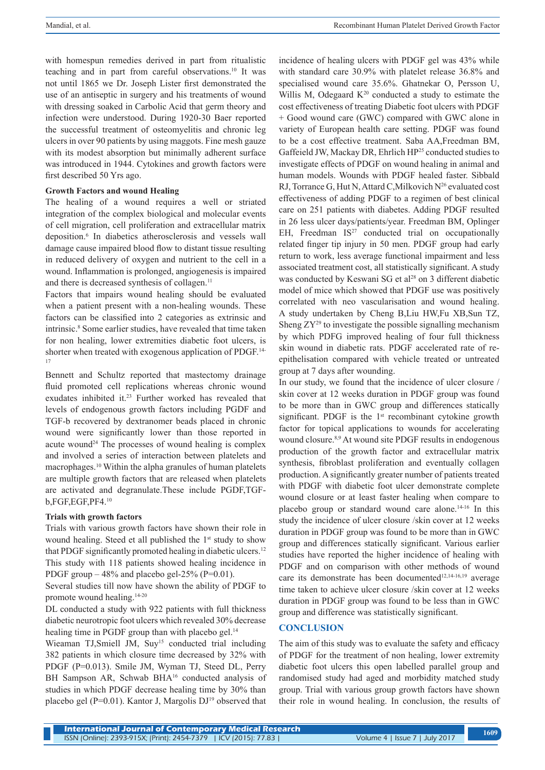with homespun remedies derived in part from ritualistic teaching and in part from careful observations.[10] It was not until 1865 we Dr. Joseph Lister first demonstrated the use of an antiseptic in surgery and his treatments of wound with dressing soaked in Carbolic Acid that germ theory and infection were understood. During 1920-30 Baer reported the successful treatment of osteomyelitis and chronic leg ulcers in over 90 patients by using maggots. Fine mesh gauze with its modest absorption but minimally adherent surface was introduced in 1944. Cytokines and growth factors were first described 50 Yrs ago.

**Growth Factors and wound Healing**

The healing of a wound requires a well or striated integration of the complex biological and molecular events of cell migration, cell proliferation and extracellular matrix deposition.[6] In diabetics atherosclerosis and vessels wall damage cause impaired blood flow to distant tissue resulting in reduced delivery of oxygen and nutrient to the cell in a wound. Inflammation is prolonged, angiogenesis is impaired and there is decreased synthesis of collagen.[11]

Factors that impairs wound healing should be evaluated when a patient present with a non-healing wounds. These factors can be classified into 2 categories as extrinsic and intrinsic.[8] Some earlier studies, have revealed that time taken for non healing, lower extremities diabetic foot ulcers, is shorter when treated with exogenous application of PDGF.[14-17]

Bennett and Schultz reported that mastectomy drainage fluid promoted cell replications whereas chronic wound exudates inhibited it.[23] Further worked has revealed that levels of endogenous growth factors including PGDF and TGF-b recovered by dextranomer beads placed in chronic wound were significantly lower than those reported in acute wound[24] The processes of wound healing is complex and involved a series of interaction between platelets and macrophages.[10] Within the alpha granules of human platelets are multiple growth factors that are released when platelets are activated and degranulate.These include PGDF,TGF-b,FGF,EGF,PF4.[10]

**Trials with growth factors**

Trials with various growth factors have shown their role in wound healing. Steed et all published the 1st study to show that PDGF significantly promoted healing in diabetic ulcers.[12] This study with 118 patients showed healing incidence in PDGF group – 48% and placebo gel-25% (P=0.01).

Several studies till now have shown the ability of PDGF to promote wound healing.[14-20]

DL conducted a study with 922 patients with full thickness diabetic neurotropic foot ulcers which revealed 30% decrease healing time in PGDF group than with placebo gel.[14]

Wieaman TJ,Smiell JM, Suy[15] conducted trial including 382 patients in which closure time decreased by 32% with PDGF (P=0.013). Smile JM, Wyman TJ, Steed DL, Perry BH Sampson AR, Schwab BHA[16] conducted analysis of studies in which PDGF decrease healing time by 30% than placebo gel (P=0.01). Kantor J, Margolis DJ[19] observed that incidence of healing ulcers with PDGF gel was 43% while with standard care 30.9% with platelet release 36.8% and specialised wound care 35.6%. Ghatnekar O, Persson U, Willis M, Odegaard K[20] conducted a study to estimate the cost effectiveness of treating Diabetic foot ulcers with PDGF + Good wound care (GWC) compared with GWC alone in variety of European health care setting. PDGF was found to be a cost effective treatment. Saba AA,Freedman BM, Gaffeield JW, Mackay DR, Ehrlich HP[25] conducted studies to investigate effects of PDGF on wound healing in animal and human models. Wounds with PDGF healed faster. Sibbald RJ, Torrance G, Hut N, Attard C,Milkovich N[26] evaluated cost effectiveness of adding PDGF to a regimen of best clinical care on 251 patients with diabetes. Adding PDGF resulted in 26 less ulcer days/patients/year. Freedman BM, Oplinger EH, Freedman IS[27] conducted trial on occupationally related finger tip injury in 50 men. PDGF group had early return to work, less average functional impairment and less associated treatment cost, all statistically significant. A study was conducted by Keswani SG et al[28] on 3 different diabetic model of mice which showed that PDGF use was positively correlated with neo vascularisation and wound healing. A study undertaken by Cheng B,Liu HW,Fu XB,Sun TZ, Sheng ZY[29] to investigate the possible signalling mechanism by which PDFG improved healing of four full thickness skin wound in diabetic rats. PDGF accelerated rate of re-epithelisation compared with vehicle treated or untreated group at 7 days after wounding.

In our study, we found that the incidence of ulcer closure / skin cover at 12 weeks duration in PDGF group was found to be more than in GWC group and differences statically significant. PDGF is the 1st recombinant cytokine growth factor for topical applications to wounds for accelerating wound closure.[8,9] At wound site PDGF results in endogenous production of the growth factor and extracellular matrix synthesis, fibroblast proliferation and eventually collagen production. A significantly greater number of patients treated with PDGF with diabetic foot ulcer demonstrate complete wound closure or at least faster healing when compare to placebo group or standard wound care alone.[14-16] In this study the incidence of ulcer closure /skin cover at 12 weeks duration in PDGF group was found to be more than in GWC group and differences statically significant. Various earlier studies have reported the higher incidence of healing with PDGF and on comparison with other methods of wound care its demonstrate has been documented[12,14-16,19] average time taken to achieve ulcer closure /skin cover at 12 weeks duration in PDGF group was found to be less than in GWC group and difference was statistically significant.

## CONCLUSION

The aim of this study was to evaluate the safety and efficacy of PDGF for the treatment of non healing, lower extremity diabetic foot ulcers this open labelled parallel group and randomised study had aged and morbidity matched study group. Trial with various group growth factors have shown their role in wound healing. In conclusion, the results of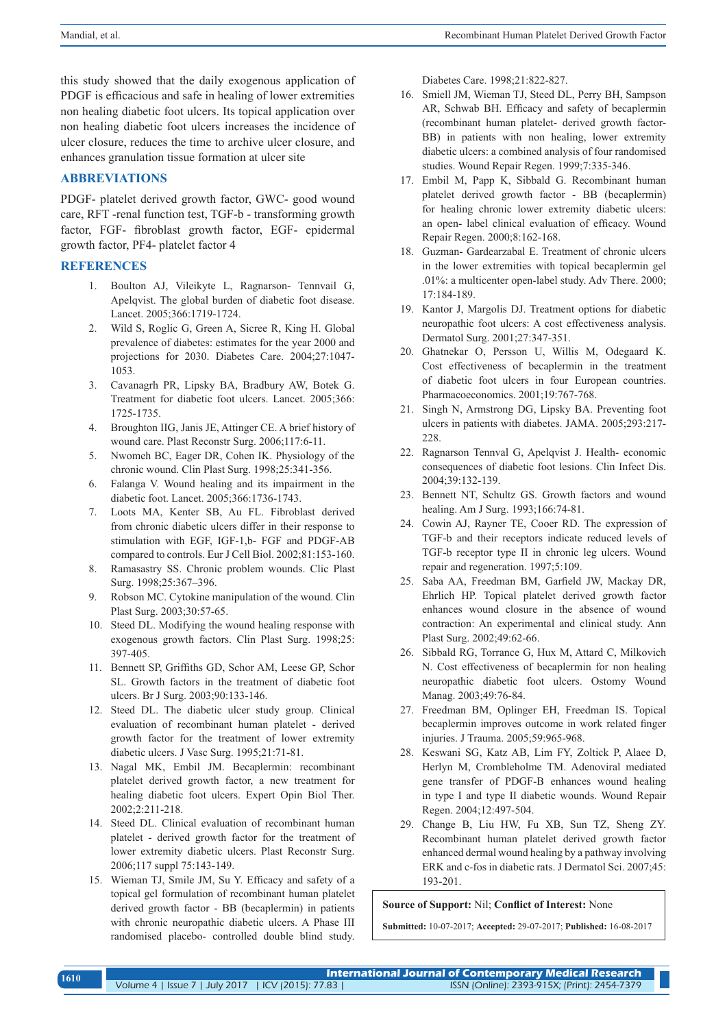this study showed that the daily exogenous application of PDGF is efficacious and safe in healing of lower extremities non healing diabetic foot ulcers. Its topical application over non healing diabetic foot ulcers increases the incidence of ulcer closure, reduces the time to archive ulcer closure, and enhances granulation tissue formation at ulcer site

## ABBREVIATIONS

PDGF- platelet derived growth factor, GWC- good wound care, RFT -renal function test, TGF-b - transforming growth factor, FGF- fibroblast growth factor, EGF- epidermal growth factor, PF4- platelet factor 4

## REFERENCES

1. Boulton AJ, Vileikyte L, Ragnarson- Tennvail G, Apelqvist. The global burden of diabetic foot disease. Lancet. 2005;366:1719-1724.
2. Wild S, Roglic G, Green A, Sicree R, King H. Global prevalence of diabetes: estimates for the year 2000 and projections for 2030. Diabetes Care. 2004;27:1047-1053.
3. Cavanagrh PR, Lipsky BA, Bradbury AW, Botek G. Treatment for diabetic foot ulcers. Lancet. 2005;366: 1725-1735.
4. Broughton IIG, Janis JE, Attinger CE. A brief history of wound care. Plast Reconstr Surg. 2006;117:6-11.
5. Nwomeh BC, Eager DR, Cohen IK. Physiology of the chronic wound. Clin Plast Surg. 1998;25:341-356.
6. Falanga V. Wound healing and its impairment in the diabetic foot. Lancet. 2005;366:1736-1743.
7. Loots MA, Kenter SB, Au FL. Fibroblast derived from chronic diabetic ulcers differ in their response to stimulation with EGF, IGF-1,b- FGF and PDGF-AB compared to controls. Eur J Cell Biol. 2002;81:153-160.
8. Ramasastry SS. Chronic problem wounds. Clic Plast Surg. 1998;25:367–396.
9. Robson MC. Cytokine manipulation of the wound. Clin Plast Surg. 2003;30:57-65.
10. Steed DL. Modifying the wound healing response with exogenous growth factors. Clin Plast Surg. 1998;25: 397-405.
11. Bennett SP, Griffiths GD, Schor AM, Leese GP, Schor SL. Growth factors in the treatment of diabetic foot ulcers. Br J Surg. 2003;90:133-146.
12. Steed DL. The diabetic ulcer study group. Clinical evaluation of recombinant human platelet - derived growth factor for the treatment of lower extremity diabetic ulcers. J Vasc Surg. 1995;21:71-81.
13. Nagal MK, Embil JM. Becaplermin: recombinant platelet derived growth factor, a new treatment for healing diabetic foot ulcers. Expert Opin Biol Ther. 2002;2:211-218.
14. Steed DL. Clinical evaluation of recombinant human platelet - derived growth factor for the treatment of lower extremity diabetic ulcers. Plast Reconstr Surg. 2006;117 suppl 75:143-149.
15. Wieman TJ, Smile JM, Su Y. Efficacy and safety of a topical gel formulation of recombinant human platelet derived growth factor - BB (becaplermin) in patients with chronic neuropathic diabetic ulcers. A Phase III randomised placebo- controlled double blind study. Diabetes Care. 1998;21:822-827.
16. Smiell JM, Wieman TJ, Steed DL, Perry BH, Sampson AR, Schwab BH. Efficacy and safety of becaplermin (recombinant human platelet- derived growth factor-BB) in patients with non healing, lower extremity diabetic ulcers: a combined analysis of four randomised studies. Wound Repair Regen. 1999;7:335-346.
17. Embil M, Papp K, Sibbald G. Recombinant human platelet derived growth factor - BB (becaplermin) for healing chronic lower extremity diabetic ulcers: an open- label clinical evaluation of efficacy. Wound Repair Regen. 2000;8:162-168.
18. Guzman- Gardearzabal E. Treatment of chronic ulcers in the lower extremities with topical becaplermin gel .01%: a multicenter open-label study. Adv There. 2000; 17:184-189.
19. Kantor J, Margolis DJ. Treatment options for diabetic neuropathic foot ulcers: A cost effectiveness analysis. Dermatol Surg. 2001;27:347-351.
20. Ghatnekar O, Persson U, Willis M, Odegaard K. Cost effectiveness of becaplermin in the treatment of diabetic foot ulcers in four European countries. Pharmacoeconomics. 2001;19:767-768.
21. Singh N, Armstrong DG, Lipsky BA. Preventing foot ulcers in patients with diabetes. JAMA. 2005;293:217-228.
22. Ragnarson Tennval G, Apelqvist J. Health- economic consequences of diabetic foot lesions. Clin Infect Dis. 2004;39:132-139.
23. Bennett NT, Schultz GS. Growth factors and wound healing. Am J Surg. 1993;166:74-81.
24. Cowin AJ, Rayner TE, Cooer RD. The expression of TGF-b and their receptors indicate reduced levels of TGF-b receptor type II in chronic leg ulcers. Wound repair and regeneration. 1997;5:109.
25. Saba AA, Freedman BM, Garfield JW, Mackay DR, Ehrlich HP. Topical platelet derived growth factor enhances wound closure in the absence of wound contraction: An experimental and clinical study. Ann Plast Surg. 2002;49:62-66.
26. Sibbald RG, Torrance G, Hux M, Attard C, Milkovich N. Cost effectiveness of becaplermin for non healing neuropathic diabetic foot ulcers. Ostomy Wound Manag. 2003;49:76-84.
27. Freedman BM, Oplinger EH, Freedman IS. Topical becaplermin improves outcome in work related finger injuries. J Trauma. 2005;59:965-968.
28. Keswani SG, Katz AB, Lim FY, Zoltick P, Alaee D, Herlyn M, Crombleholme TM. Adenoviral mediated gene transfer of PDGF-B enhances wound healing in type I and type II diabetic wounds. Wound Repair Regen. 2004;12:497-504.
29. Change B, Liu HW, Fu XB, Sun TZ, Sheng ZY. Recombinant human platelet derived growth factor enhanced dermal wound healing by a pathway involving ERK and c-fos in diabetic rats. J Dermatol Sci. 2007;45: 193-201.

**Source of Support:** Nil; **Conflict of Interest:** None

**Submitted:** 10-07-2017; **Accepted:** 29-07-2017; **Published:** 16-08-2017